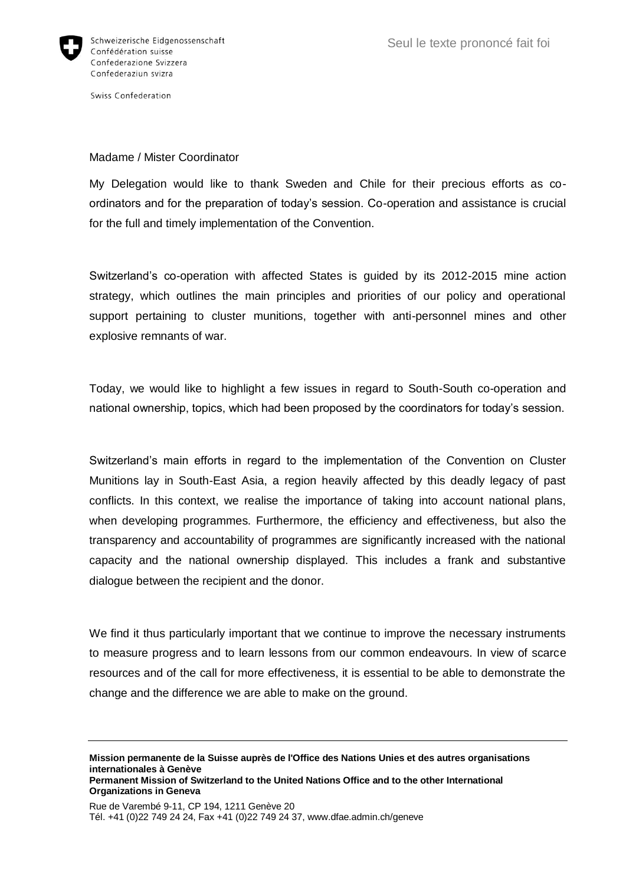Schweizerische Eidgenossenschaft
Confédération suisse
Confederazione Svizzera
Confederaziun svizra

Swiss Confederation

Seul le texte prononcé fait foi

Madame / Mister Coordinator

My Delegation would like to thank Sweden and Chile for their precious efforts as co-ordinators and for the preparation of today's session. Co-operation and assistance is crucial for the full and timely implementation of the Convention.

Switzerland's co-operation with affected States is guided by its 2012-2015 mine action strategy, which outlines the main principles and priorities of our policy and operational support pertaining to cluster munitions, together with anti-personnel mines and other explosive remnants of war.

Today, we would like to highlight a few issues in regard to South-South co-operation and national ownership, topics, which had been proposed by the coordinators for today's session.

Switzerland's main efforts in regard to the implementation of the Convention on Cluster Munitions lay in South-East Asia, a region heavily affected by this deadly legacy of past conflicts. In this context, we realise the importance of taking into account national plans, when developing programmes. Furthermore, the efficiency and effectiveness, but also the transparency and accountability of programmes are significantly increased with the national capacity and the national ownership displayed. This includes a frank and substantive dialogue between the recipient and the donor.

We find it thus particularly important that we continue to improve the necessary instruments to measure progress and to learn lessons from our common endeavours. In view of scarce resources and of the call for more effectiveness, it is essential to be able to demonstrate the change and the difference we are able to make on the ground.

**Mission permanente de la Suisse auprès de l'Office des Nations Unies et des autres organisations internationales à Genève**
**Permanent Mission of Switzerland to the United Nations Office and to the other International Organizations in Geneva**

Rue de Varembé 9-11, CP 194, 1211 Genève 20
Tél. +41 (0)22 749 24 24, Fax +41 (0)22 749 24 37, www.dfae.admin.ch/geneve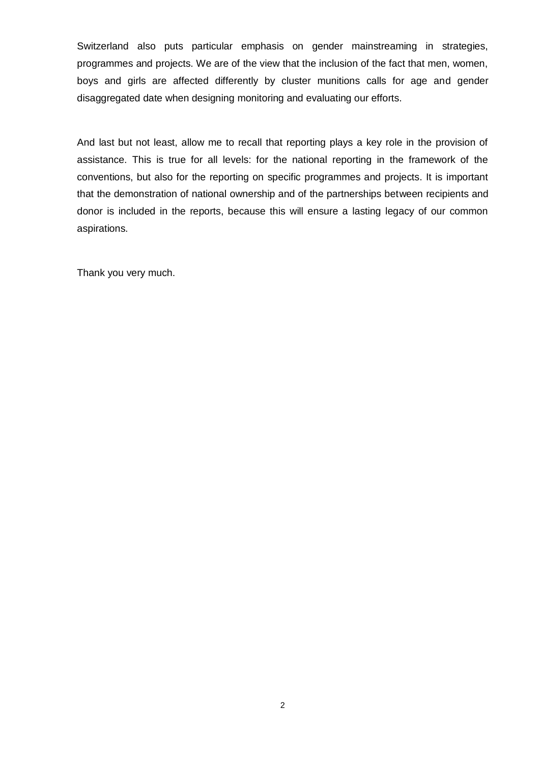Switzerland also puts particular emphasis on gender mainstreaming in strategies, programmes and projects. We are of the view that the inclusion of the fact that men, women, boys and girls are affected differently by cluster munitions calls for age and gender disaggregated date when designing monitoring and evaluating our efforts.

And last but not least, allow me to recall that reporting plays a key role in the provision of assistance. This is true for all levels: for the national reporting in the framework of the conventions, but also for the reporting on specific programmes and projects. It is important that the demonstration of national ownership and of the partnerships between recipients and donor is included in the reports, because this will ensure a lasting legacy of our common aspirations.

Thank you very much.